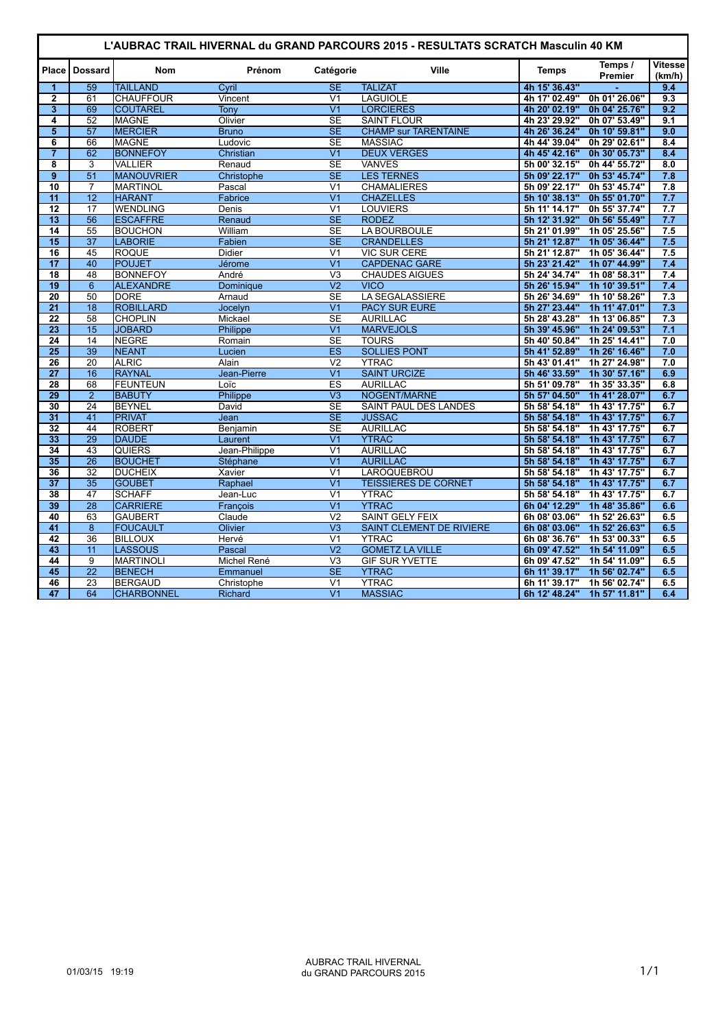# L'AUBRAC TRAIL HIVERNAL du GRAND PARCOURS 2015 - RESULTATS SCRATCH Masculin 40 KM

| Place | Dossard | Nom | Prénom | Catégorie | Ville | Temps | Temps / Premier | Vitesse (km/h) |
|---|---|---|---|---|---|---|---|---|
| 1 | 59 | TAILLAND | Cyril | SE | TALIZAT | 4h 15' 36.43" | - | 9.4 |
| 2 | 61 | CHAUFFOUR | Vincent | V1 | LAGUIOLE | 4h 17' 02.49" | 0h 01' 26.06" | 9.3 |
| 3 | 69 | COUTAREL | Tony | V1 | LORCIERES | 4h 20' 02.19" | 0h 04' 25.76" | 9.2 |
| 4 | 52 | MAGNE | Olivier | SE | SAINT FLOUR | 4h 23' 29.92" | 0h 07' 53.49" | 9.1 |
| 5 | 57 | MERCIER | Bruno | SE | CHAMP sur TARENTAINE | 4h 26' 36.24" | 0h 10' 59.81" | 9.0 |
| 6 | 66 | MAGNE | Ludovic | SE | MASSIAC | 4h 44' 39.04" | 0h 29' 02.61" | 8.4 |
| 7 | 62 | BONNEFOY | Christian | V1 | DEUX VERGES | 4h 45' 42.16" | 0h 30' 05.73" | 8.4 |
| 8 | 3 | VALLIER | Renaud | SE | VANVES | 5h 00' 32.15" | 0h 44' 55.72" | 8.0 |
| 9 | 51 | MANOUVRIER | Christophe | SE | LES TERNES | 5h 09' 22.17" | 0h 53' 45.74" | 7.8 |
| 10 | 7 | MARTINOL | Pascal | V1 | CHAMALIERES | 5h 09' 22.17" | 0h 53' 45.74" | 7.8 |
| 11 | 12 | HARANT | Fabrice | V1 | CHAZELLES | 5h 10' 38.13" | 0h 55' 01.70" | 7.7 |
| 12 | 17 | WENDLING | Denis | V1 | LOUVIERS | 5h 11' 14.17" | 0h 55' 37.74" | 7.7 |
| 13 | 56 | ESCAFFRE | Renaud | SE | RODEZ | 5h 12' 31.92" | 0h 56' 55.49" | 7.7 |
| 14 | 55 | BOUCHON | William | SE | LA BOURBOULE | 5h 21' 01.99" | 1h 05' 25.56" | 7.5 |
| 15 | 37 | LABORIE | Fabien | SE | CRANDELLES | 5h 21' 12.87" | 1h 05' 36.44" | 7.5 |
| 16 | 45 | ROQUE | Didier | V1 | VIC SUR CERE | 5h 21' 12.87" | 1h 05' 36.44" | 7.5 |
| 17 | 40 | POUJET | Jérome | V1 | CAPDENAC GARE | 5h 23' 21.42" | 1h 07' 44.99" | 7.4 |
| 18 | 48 | BONNEFOY | André | V3 | CHAUDES AIGUES | 5h 24' 34.74" | 1h 08' 58.31" | 7.4 |
| 19 | 6 | ALEXANDRE | Dominique | V2 | VICO | 5h 26' 15.94" | 1h 10' 39.51" | 7.4 |
| 20 | 50 | DORE | Arnaud | SE | LA SEGALASSIERE | 5h 26' 34.69" | 1h 10' 58.26" | 7.3 |
| 21 | 18 | ROBILLARD | Jocelyn | V1 | PACY SUR EURE | 5h 27' 23.44" | 1h 11' 47.01" | 7.3 |
| 22 | 58 | CHOPLIN | Mickael | SE | AURILLAC | 5h 28' 43.28" | 1h 13' 06.85" | 7.3 |
| 23 | 15 | JOBARD | Philippe | V1 | MARVEJOLS | 5h 39' 45.96" | 1h 24' 09.53" | 7.1 |
| 24 | 14 | NEGRE | Romain | SE | TOURS | 5h 40' 50.84" | 1h 25' 14.41" | 7.0 |
| 25 | 39 | NEANT | Lucien | ES | SOLLIES PONT | 5h 41' 52.89" | 1h 26' 16.46" | 7.0 |
| 26 | 20 | ALRIC | Alain | V2 | YTRAC | 5h 43' 01.41" | 1h 27' 24.98" | 7.0 |
| 27 | 16 | RAYNAL | Jean-Pierre | V1 | SAINT URCIZE | 5h 46' 33.59" | 1h 30' 57.16" | 6.9 |
| 28 | 68 | FEUNTEUN | Loïc | ES | AURILLAC | 5h 51' 09.78" | 1h 35' 33.35" | 6.8 |
| 29 | 2 | BABUTY | Philippe | V3 | NOGENT/MARNE | 5h 57' 04.50" | 1h 41' 28.07" | 6.7 |
| 30 | 24 | BEYNEL | David | SE | SAINT PAUL DES LANDES | 5h 58' 54.18" | 1h 43' 17.75" | 6.7 |
| 31 | 41 | PRIVAT | Jean | SE | JUSSAC | 5h 58' 54.18" | 1h 43' 17.75" | 6.7 |
| 32 | 44 | ROBERT | Benjamin | SE | AURILLAC | 5h 58' 54.18" | 1h 43' 17.75" | 6.7 |
| 33 | 29 | DAUDE | Laurent | V1 | YTRAC | 5h 58' 54.18" | 1h 43' 17.75" | 6.7 |
| 34 | 43 | QUIERS | Jean-Philippe | V1 | AURILLAC | 5h 58' 54.18" | 1h 43' 17.75" | 6.7 |
| 35 | 26 | BOUCHET | Stéphane | V1 | AURILLAC | 5h 58' 54.18" | 1h 43' 17.75" | 6.7 |
| 36 | 32 | DUCHEIX | Xavier | V1 | LAROQUEBROU | 5h 58' 54.18" | 1h 43' 17.75" | 6.7 |
| 37 | 35 | GOUBET | Raphael | V1 | TEISSIERES DE CORNET | 5h 58' 54.18" | 1h 43' 17.75" | 6.7 |
| 38 | 47 | SCHAFF | Jean-Luc | V1 | YTRAC | 5h 58' 54.18" | 1h 43' 17.75" | 6.7 |
| 39 | 28 | CARRIERE | François | V1 | YTRAC | 6h 04' 12.29" | 1h 48' 35.86" | 6.6 |
| 40 | 63 | GAUBERT | Claude | V2 | SAINT GELY FEIX | 6h 08' 03.06" | 1h 52' 26.63" | 6.5 |
| 41 | 8 | FOUCAULT | Olivier | V3 | SAINT CLEMENT DE RIVIERE | 6h 08' 03.06" | 1h 52' 26.63" | 6.5 |
| 42 | 36 | BILLOUX | Hervé | V1 | YTRAC | 6h 08' 36.76" | 1h 53' 00.33" | 6.5 |
| 43 | 11 | LASSOUS | Pascal | V2 | GOMETZ LA VILLE | 6h 09' 47.52" | 1h 54' 11.09" | 6.5 |
| 44 | 9 | MARTINOLI | Michel René | V3 | GIF SUR YVETTE | 6h 09' 47.52" | 1h 54' 11.09" | 6.5 |
| 45 | 22 | BENECH | Emmanuel | SE | YTRAC | 6h 11' 39.17" | 1h 56' 02.74" | 6.5 |
| 46 | 23 | BERGAUD | Christophe | V1 | YTRAC | 6h 11' 39.17" | 1h 56' 02.74" | 6.5 |
| 47 | 64 | CHARBONNEL | Richard | V1 | MASSIAC | 6h 12' 48.24" | 1h 57' 11.81" | 6.4 |

01/03/15 19:19

AUBRAC TRAIL HIVERNAL du GRAND PARCOURS 2015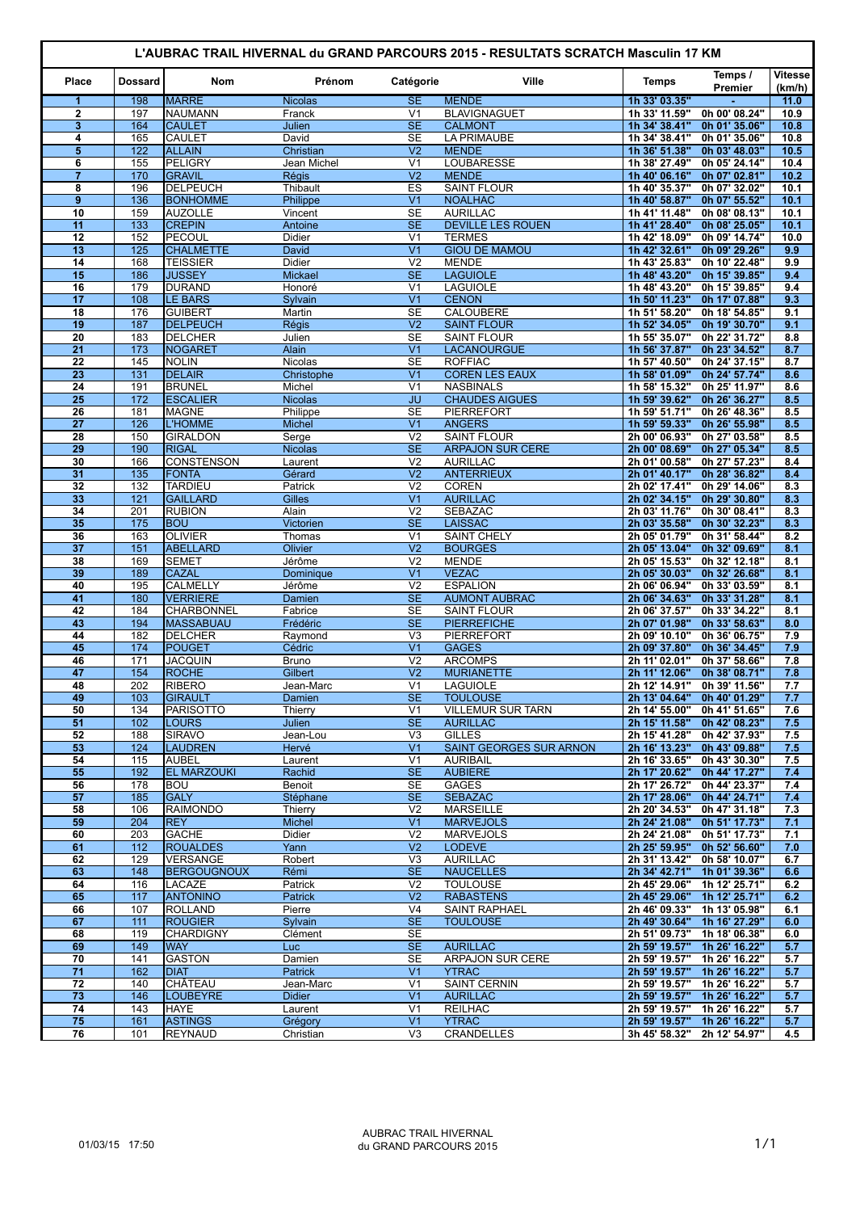# L'AUBRAC TRAIL HIVERNAL du GRAND PARCOURS 2015 - RESULTATS SCRATCH Masculin 17 KM

| Place | Dossard | Nom | Prénom | Catégorie | Ville | Temps | Temps / Premier | Vitesse (km/h) |
|---|---|---|---|---|---|---|---|---|
| 1 | 198 | MARRE | Nicolas | SE | MENDE | 1h 33' 03.35" | - | 11.0 |
| 2 | 197 | NAUMANN | Franck | V1 | BLAVIGNAGUET | 1h 33' 11.59" | 0h 00' 08.24" | 10.9 |
| 3 | 164 | CAULET | Julien | SE | CALMONT | 1h 34' 38.41" | 0h 01' 35.06" | 10.8 |
| 4 | 165 | CAULET | David | SE | LA PRIMAUBE | 1h 34' 38.41" | 0h 01' 35.06" | 10.8 |
| 5 | 122 | ALLAIN | Christian | V2 | MENDE | 1h 36' 51.38" | 0h 03' 48.03" | 10.5 |
| 6 | 155 | PELIGRY | Jean Michel | V1 | LOUBARESSE | 1h 38' 27.49" | 0h 05' 24.14" | 10.4 |
| 7 | 170 | GRAVIL | Régis | V2 | MENDE | 1h 40' 06.16" | 0h 07' 02.81" | 10.2 |
| 8 | 196 | DELPEUCH | Thibault | ES | SAINT FLOUR | 1h 40' 35.37" | 0h 07' 32.02" | 10.1 |
| 9 | 136 | BONHOMME | Philippe | V1 | NOALHAC | 1h 40' 58.87" | 0h 07' 55.52" | 10.1 |
| 10 | 159 | AUZOLLE | Vincent | SE | AURILLAC | 1h 41' 11.48" | 0h 08' 08.13" | 10.1 |
| 11 | 133 | CREPIN | Antoine | SE | DEVILLE LES ROUEN | 1h 41' 28.40" | 0h 08' 25.05" | 10.1 |
| 12 | 152 | PECOUL | Didier | V1 | TERMES | 1h 42' 18.09" | 0h 09' 14.74" | 10.0 |
| 13 | 125 | CHALMETTE | David | V1 | GIOU DE MAMOU | 1h 42' 32.61" | 0h 09' 29.26" | 9.9 |
| 14 | 168 | TEISSIER | Didier | V2 | MENDE | 1h 43' 25.83" | 0h 10' 22.48" | 9.9 |
| 15 | 186 | JUSSEY | Mickael | SE | LAGUIOLE | 1h 48' 43.20" | 0h 15' 39.85" | 9.4 |
| 16 | 179 | DURAND | Honoré | V1 | LAGUIOLE | 1h 48' 43.20" | 0h 15' 39.85" | 9.4 |
| 17 | 108 | LE BARS | Sylvain | V1 | CENON | 1h 50' 11.23" | 0h 17' 07.88" | 9.3 |
| 18 | 176 | GUIBERT | Martin | SE | CALOUBERE | 1h 51' 58.20" | 0h 18' 54.85" | 9.1 |
| 19 | 187 | DELPEUCH | Régis | V2 | SAINT FLOUR | 1h 52' 34.05" | 0h 19' 30.70" | 9.1 |
| 20 | 183 | DELCHER | Julien | SE | SAINT FLOUR | 1h 55' 35.07" | 0h 22' 31.72" | 8.8 |
| 21 | 173 | NOGARET | Alain | V1 | LACANOURGUE | 1h 56' 37.87" | 0h 23' 34.52" | 8.7 |
| 22 | 145 | NOLIN | Nicolas | SE | ROFFIAC | 1h 57' 40.50" | 0h 24' 37.15" | 8.7 |
| 23 | 131 | DELAIR | Christophe | V1 | COREN LES EAUX | 1h 58' 01.09" | 0h 24' 57.74" | 8.6 |
| 24 | 191 | BRUNEL | Michel | V1 | NASBINALS | 1h 58' 15.32" | 0h 25' 11.97" | 8.6 |
| 25 | 172 | ESCALIER | Nicolas | JU | CHAUDES AIGUES | 1h 59' 39.62" | 0h 26' 36.27" | 8.5 |
| 26 | 181 | MAGNE | Philippe | SE | PIERREFORT | 1h 59' 51.71" | 0h 26' 48.36" | 8.5 |
| 27 | 126 | L'HOMME | Michel | V1 | ANGERS | 1h 59' 59.33" | 0h 26' 55.98" | 8.5 |
| 28 | 150 | GIRALDON | Serge | V2 | SAINT FLOUR | 2h 00' 06.93" | 0h 27' 03.58" | 8.5 |
| 29 | 190 | RIGAL | Nicolas | SE | ARPAJON SUR CERE | 2h 00' 08.69" | 0h 27' 05.34" | 8.5 |
| 30 | 166 | CONSTENSON | Laurent | V2 | AURILLAC | 2h 01' 00.58" | 0h 27' 57.23" | 8.4 |
| 31 | 135 | FONTA | Gérard | V2 | ANTERRIEUX | 2h 01' 40.17" | 0h 28' 36.82" | 8.4 |
| 32 | 132 | TARDIEU | Patrick | V2 | COREN | 2h 02' 17.41" | 0h 29' 14.06" | 8.3 |
| 33 | 121 | GAILLARD | Gilles | V1 | AURILLAC | 2h 02' 34.15" | 0h 29' 30.80" | 8.3 |
| 34 | 201 | RUBION | Alain | V2 | SEBAZAC | 2h 03' 11.76" | 0h 30' 08.41" | 8.3 |
| 35 | 175 | BOU | Victorien | SE | LAISSAC | 2h 03' 35.58" | 0h 30' 32.23" | 8.3 |
| 36 | 163 | OLIVIER | Thomas | V1 | SAINT CHELY | 2h 05' 01.79" | 0h 31' 58.44" | 8.2 |
| 37 | 151 | ABELLARD | Olivier | V2 | BOURGES | 2h 05' 13.04" | 0h 32' 09.69" | 8.1 |
| 38 | 169 | SEMET | Jérôme | V2 | MENDE | 2h 05' 15.53" | 0h 32' 12.18" | 8.1 |
| 39 | 189 | CAZAL | Dominique | V1 | VEZAC | 2h 05' 30.03" | 0h 32' 26.68" | 8.1 |
| 40 | 195 | CALMELLY | Jérôme | V2 | ESPALION | 2h 06' 06.94" | 0h 33' 03.59" | 8.1 |
| 41 | 180 | VERRIERE | Damien | SE | AUMONT AUBRAC | 2h 06' 34.63" | 0h 33' 31.28" | 8.1 |
| 42 | 184 | CHARBONNEL | Fabrice | SE | SAINT FLOUR | 2h 06' 37.57" | 0h 33' 34.22" | 8.1 |
| 43 | 194 | MASSABUAU | Frédéric | SE | PIERREFICHE | 2h 07' 01.98" | 0h 33' 58.63" | 8.0 |
| 44 | 182 | DELCHER | Raymond | V3 | PIERREFORT | 2h 09' 10.10" | 0h 36' 06.75" | 7.9 |
| 45 | 174 | POUGET | Cédric | V1 | GAGES | 2h 09' 37.80" | 0h 36' 34.45" | 7.9 |
| 46 | 171 | JACQUIN | Bruno | V2 | ARCOMPS | 2h 11' 02.01" | 0h 37' 58.66" | 7.8 |
| 47 | 154 | ROCHE | Gilbert | V2 | MURIANETTE | 2h 11' 12.06" | 0h 38' 08.71" | 7.8 |
| 48 | 202 | RIBERO | Jean-Marc | V1 | LAGUIOLE | 2h 12' 14.91" | 0h 39' 11.56" | 7.7 |
| 49 | 103 | GIRAULT | Damien | SE | TOULOUSE | 2h 13' 04.64" | 0h 40' 01.29" | 7.7 |
| 50 | 134 | PARISOTTO | Thierry | V1 | VILLEMUR SUR TARN | 2h 14' 55.00" | 0h 41' 51.65" | 7.6 |
| 51 | 102 | LOURS | Julien | SE | AURILLAC | 2h 15' 11.58" | 0h 42' 08.23" | 7.5 |
| 52 | 188 | SIRAVO | Jean-Lou | V3 | GILLES | 2h 15' 41.28" | 0h 42' 37.93" | 7.5 |
| 53 | 124 | LAUDREN | Hervé | V1 | SAINT GEORGES SUR ARNON | 2h 16' 13.23" | 0h 43' 09.88" | 7.5 |
| 54 | 115 | AUBEL | Laurent | V1 | AURIBAIL | 2h 16' 33.65" | 0h 43' 30.30" | 7.5 |
| 55 | 192 | EL MARZOUKI | Rachid | SE | AUBIERE | 2h 17' 20.62" | 0h 44' 17.27" | 7.4 |
| 56 | 178 | BOU | Benoit | SE | GAGES | 2h 17' 26.72" | 0h 44' 23.37" | 7.4 |
| 57 | 185 | GALY | Stéphane | SE | SEBAZAC | 2h 17' 28.06" | 0h 44' 24.71" | 7.4 |
| 58 | 106 | RAIMONDO | Thierry | V2 | MARSEILLE | 2h 20' 34.53" | 0h 47' 31.18" | 7.3 |
| 59 | 204 | REY | Michel | V1 | MARVEJOLS | 2h 24' 21.08" | 0h 51' 17.73" | 7.1 |
| 60 | 203 | GACHE | Didier | V2 | MARVEJOLS | 2h 24' 21.08" | 0h 51' 17.73" | 7.1 |
| 61 | 112 | ROUALDES | Yann | V2 | LODEVE | 2h 25' 59.95" | 0h 52' 56.60" | 7.0 |
| 62 | 129 | VERSANGE | Robert | V3 | AURILLAC | 2h 31' 13.42" | 0h 58' 10.07" | 6.7 |
| 63 | 148 | BERGOUGNOUX | Rémi | SE | NAUCELLES | 2h 34' 42.71" | 1h 01' 39.36" | 6.6 |
| 64 | 116 | LACAZE | Patrick | V2 | TOULOUSE | 2h 45' 29.06" | 1h 12' 25.71" | 6.2 |
| 65 | 117 | ANTONINO | Patrick | V2 | RABASTENS | 2h 45' 29.06" | 1h 12' 25.71" | 6.2 |
| 66 | 107 | ROLLAND | Pierre | V4 | SAINT RAPHAEL | 2h 46' 09.33" | 1h 13' 05.98" | 6.1 |
| 67 | 111 | ROUGIER | Sylvain | SE | TOULOUSE | 2h 49' 30.64" | 1h 16' 27.29" | 6.0 |
| 68 | 119 | CHARDIGNY | Clément | SE | | 2h 51' 09.73" | 1h 18' 06.38" | 6.0 |
| 69 | 149 | WAY | Luc | SE | AURILLAC | 2h 59' 19.57" | 1h 26' 16.22" | 5.7 |
| 70 | 141 | GASTON | Damien | SE | ARPAJON SUR CERE | 2h 59' 19.57" | 1h 26' 16.22" | 5.7 |
| 71 | 162 | DIAT | Patrick | V1 | YTRAC | 2h 59' 19.57" | 1h 26' 16.22" | 5.7 |
| 72 | 140 | CHÂTEAU | Jean-Marc | V1 | SAINT CERNIN | 2h 59' 19.57" | 1h 26' 16.22" | 5.7 |
| 73 | 146 | LOUBEYRE | Didier | V1 | AURILLAC | 2h 59' 19.57" | 1h 26' 16.22" | 5.7 |
| 74 | 143 | HAYE | Laurent | V1 | REILHAC | 2h 59' 19.57" | 1h 26' 16.22" | 5.7 |
| 75 | 161 | ASTINGS | Grégory | V1 | YTRAC | 2h 59' 19.57" | 1h 26' 16.22" | 5.7 |
| 76 | 101 | REYNAUD | Christian | V3 | CRANDELLES | 3h 45' 58.32" | 2h 12' 54.97" | 4.5 |

01/03/15 17:50

AUBRAC TRAIL HIVERNAL du GRAND PARCOURS 2015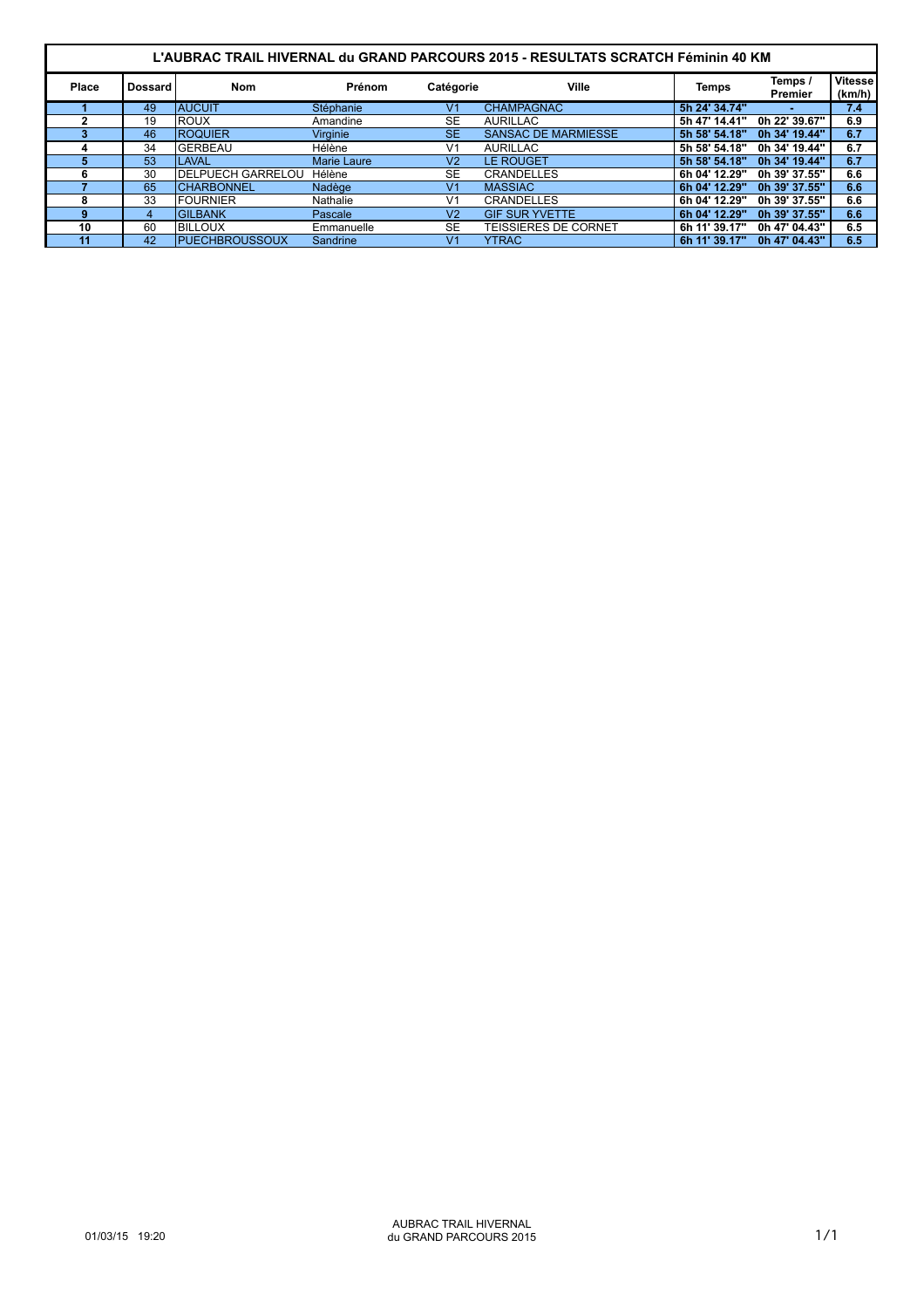# L'AUBRAC TRAIL HIVERNAL du GRAND PARCOURS 2015 - RESULTATS SCRATCH Féminin 40 KM

| Place | Dossard | Nom | Prénom | Catégorie | Ville | Temps | Temps / Premier | Vitesse (km/h) |
|---|---|---|---|---|---|---|---|---|
| 1 | 49 | AUCUIT | Stéphanie | V1 | CHAMPAGNAC | 5h 24' 34.74" | - | 7.4 |
| 2 | 19 | ROUX | Amandine | SE | AURILLAC | 5h 47' 14.41" | 0h 22' 39.67" | 6.9 |
| 3 | 46 | ROQUIER | Virginie | SE | SANSAC DE MARMIESSE | 5h 58' 54.18" | 0h 34' 19.44" | 6.7 |
| 4 | 34 | GERBEAU | Hélène | V1 | AURILLAC | 5h 58' 54.18" | 0h 34' 19.44" | 6.7 |
| 5 | 53 | LAVAL | Marie Laure | V2 | LE ROUGET | 5h 58' 54.18" | 0h 34' 19.44" | 6.7 |
| 6 | 30 | DELPUECH GARRELOU | Hélène | SE | CRANDELLES | 6h 04' 12.29" | 0h 39' 37.55" | 6.6 |
| 7 | 65 | CHARBONNEL | Nadège | V1 | MASSIAC | 6h 04' 12.29" | 0h 39' 37.55" | 6.6 |
| 8 | 33 | FOURNIER | Nathalie | V1 | CRANDELLES | 6h 04' 12.29" | 0h 39' 37.55" | 6.6 |
| 9 | 4 | GILBANK | Pascale | V2 | GIF SUR YVETTE | 6h 04' 12.29" | 0h 39' 37.55" | 6.6 |
| 10 | 60 | BILLOUX | Emmanuelle | SE | TEISSIERES DE CORNET | 6h 11' 39.17" | 0h 47' 04.43" | 6.5 |
| 11 | 42 | PUECHBROUSSOUX | Sandrine | V1 | YTRAC | 6h 11' 39.17" | 0h 47' 04.43" | 6.5 |

01/03/15 19:20

AUBRAC TRAIL HIVERNAL du GRAND PARCOURS 2015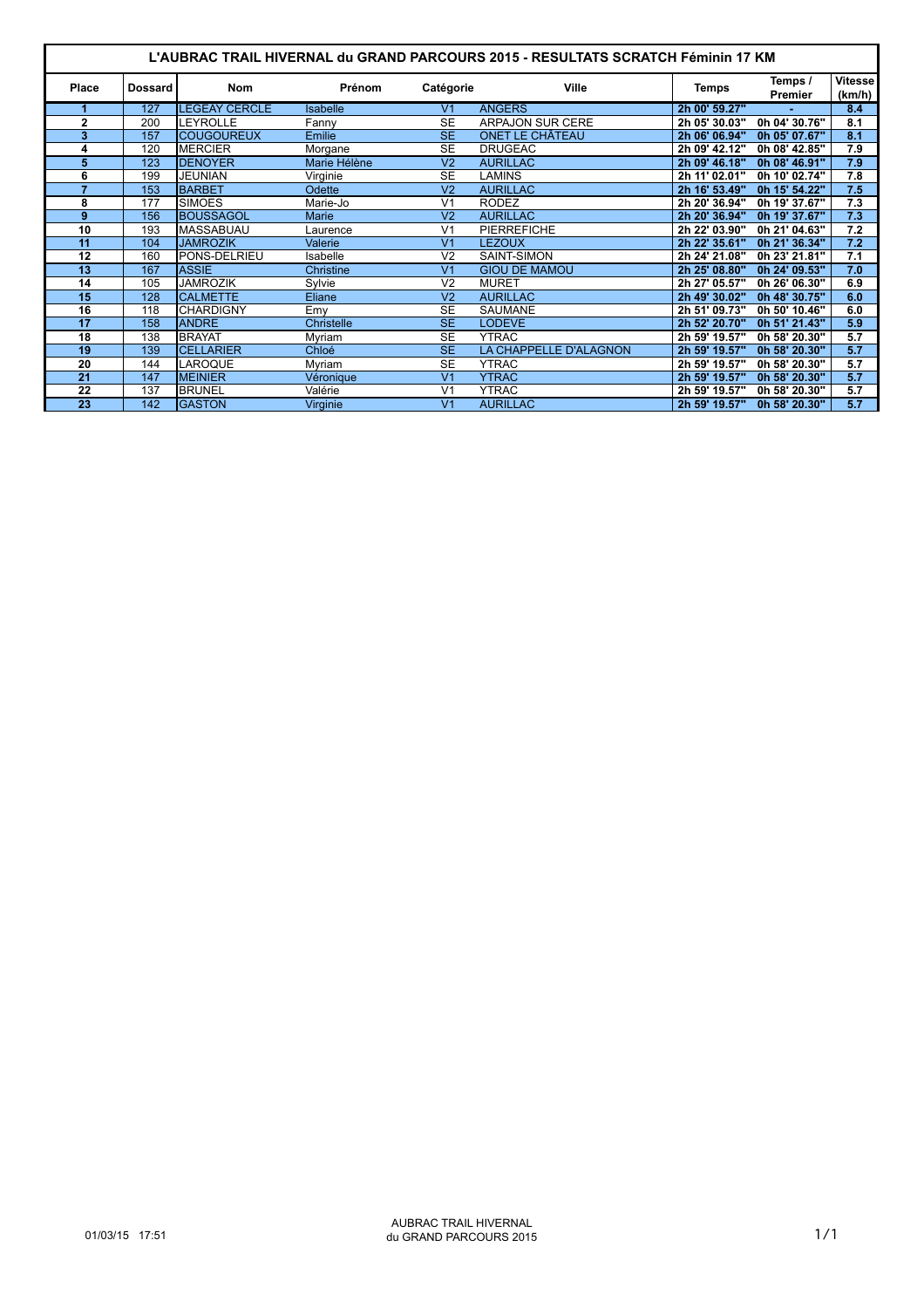# L'AUBRAC TRAIL HIVERNAL du GRAND PARCOURS 2015 - RESULTATS SCRATCH Féminin 17 KM

| Place | Dossard | Nom | Prénom | Catégorie | Ville | Temps | Temps / Premier | Vitesse (km/h) |
|---|---|---|---|---|---|---|---|---|
| 1 | 127 | LEGEAY CERCLE | Isabelle | V1 | ANGERS | 2h 00' 59.27" | - | 8.4 |
| 2 | 200 | LEYROLLE | Fanny | SE | ARPAJON SUR CERE | 2h 05' 30.03" | 0h 04' 30.76" | 8.1 |
| 3 | 157 | COUGOUREUX | Emilie | SE | ONET LE CHÂTEAU | 2h 06' 06.94" | 0h 05' 07.67" | 8.1 |
| 4 | 120 | MERCIER | Morgane | SE | DRUGEAC | 2h 09' 42.12" | 0h 08' 42.85" | 7.9 |
| 5 | 123 | DENOYER | Marie Hélène | V2 | AURILLAC | 2h 09' 46.18" | 0h 08' 46.91" | 7.9 |
| 6 | 199 | JEUNIAN | Virginie | SE | LAMINS | 2h 11' 02.01" | 0h 10' 02.74" | 7.8 |
| 7 | 153 | BARBET | Odette | V2 | AURILLAC | 2h 16' 53.49" | 0h 15' 54.22" | 7.5 |
| 8 | 177 | SIMOES | Marie-Jo | V1 | RODEZ | 2h 20' 36.94" | 0h 19' 37.67" | 7.3 |
| 9 | 156 | BOUSSAGOL | Marie | V2 | AURILLAC | 2h 20' 36.94" | 0h 19' 37.67" | 7.3 |
| 10 | 193 | MASSABUAU | Laurence | V1 | PIERREFICHE | 2h 22' 03.90" | 0h 21' 04.63" | 7.2 |
| 11 | 104 | JAMROZIK | Valerie | V1 | LEZOUX | 2h 22' 35.61" | 0h 21' 36.34" | 7.2 |
| 12 | 160 | PONS-DELRIEU | Isabelle | V2 | SAINT-SIMON | 2h 24' 21.08" | 0h 23' 21.81" | 7.1 |
| 13 | 167 | ASSIE | Christine | V1 | GIOU DE MAMOU | 2h 25' 08.80" | 0h 24' 09.53" | 7.0 |
| 14 | 105 | JAMROZIK | Sylvie | V2 | MURET | 2h 27' 05.57" | 0h 26' 06.30" | 6.9 |
| 15 | 128 | CALMETTE | Eliane | V2 | AURILLAC | 2h 49' 30.02" | 0h 48' 30.75" | 6.0 |
| 16 | 118 | CHARDIGNY | Emy | SE | SAUMANE | 2h 51' 09.73" | 0h 50' 10.46" | 6.0 |
| 17 | 158 | ANDRE | Christelle | SE | LODEVE | 2h 52' 20.70" | 0h 51' 21.43" | 5.9 |
| 18 | 138 | BRAYAT | Myriam | SE | YTRAC | 2h 59' 19.57" | 0h 58' 20.30" | 5.7 |
| 19 | 139 | CELLARIER | Chloé | SE | LA CHAPPELLE D'ALAGNON | 2h 59' 19.57" | 0h 58' 20.30" | 5.7 |
| 20 | 144 | LAROQUE | Myriam | SE | YTRAC | 2h 59' 19.57" | 0h 58' 20.30" | 5.7 |
| 21 | 147 | MEINIER | Véronique | V1 | YTRAC | 2h 59' 19.57" | 0h 58' 20.30" | 5.7 |
| 22 | 137 | BRUNEL | Valérie | V1 | YTRAC | 2h 59' 19.57" | 0h 58' 20.30" | 5.7 |
| 23 | 142 | GASTON | Virginie | V1 | AURILLAC | 2h 59' 19.57" | 0h 58' 20.30" | 5.7 |

01/03/15 17:51

AUBRAC TRAIL HIVERNAL du GRAND PARCOURS 2015